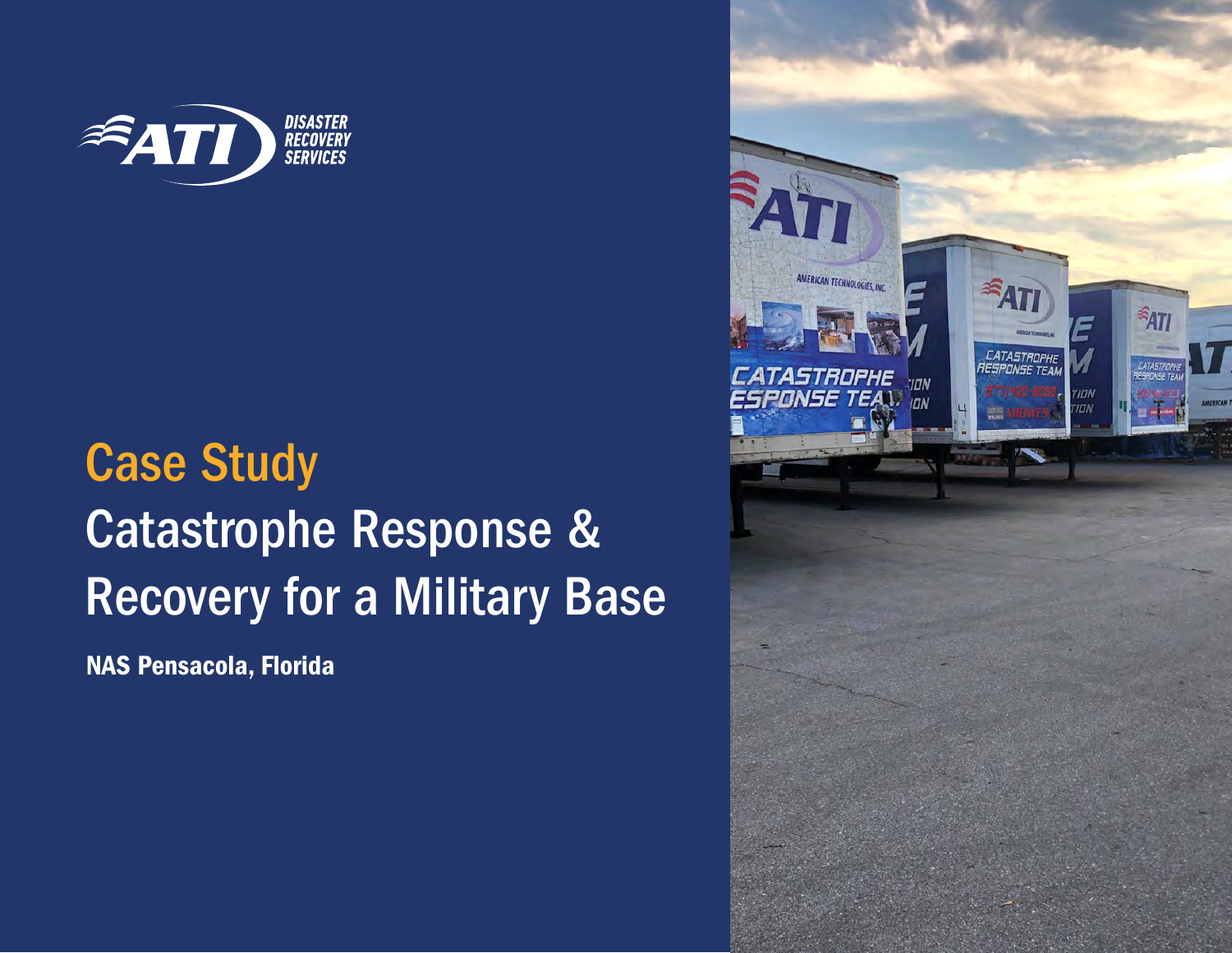ATI DISASTER RECOVERY SERVICES

# Case Study

## Catastrophe Response & Recovery for a Military Base

**NAS Pensacola, Florida**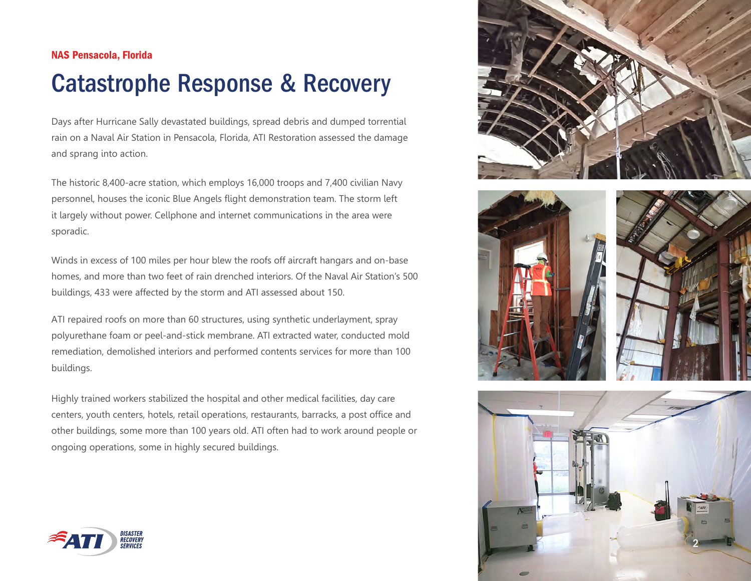NAS Pensacola, Florida

# Catastrophe Response & Recovery

Days after Hurricane Sally devastated buildings, spread debris and dumped torrential rain on a Naval Air Station in Pensacola, Florida, ATI Restoration assessed the damage and sprang into action.

The historic 8,400-acre station, which employs 16,000 troops and 7,400 civilian Navy personnel, houses the iconic Blue Angels flight demonstration team. The storm left it largely without power. Cellphone and internet communications in the area were sporadic.

Winds in excess of 100 miles per hour blew the roofs off aircraft hangars and on-base homes, and more than two feet of rain drenched interiors. Of the Naval Air Station's 500 buildings, 433 were affected by the storm and ATI assessed about 150.

ATI repaired roofs on more than 60 structures, using synthetic underlayment, spray polyurethane foam or peel-and-stick membrane. ATI extracted water, conducted mold remediation, demolished interiors and performed contents services for more than 100 buildings.

Highly trained workers stabilized the hospital and other medical facilities, day care centers, youth centers, hotels, retail operations, restaurants, barracks, a post office and other buildings, some more than 100 years old. ATI often had to work around people or ongoing operations, some in highly secured buildings.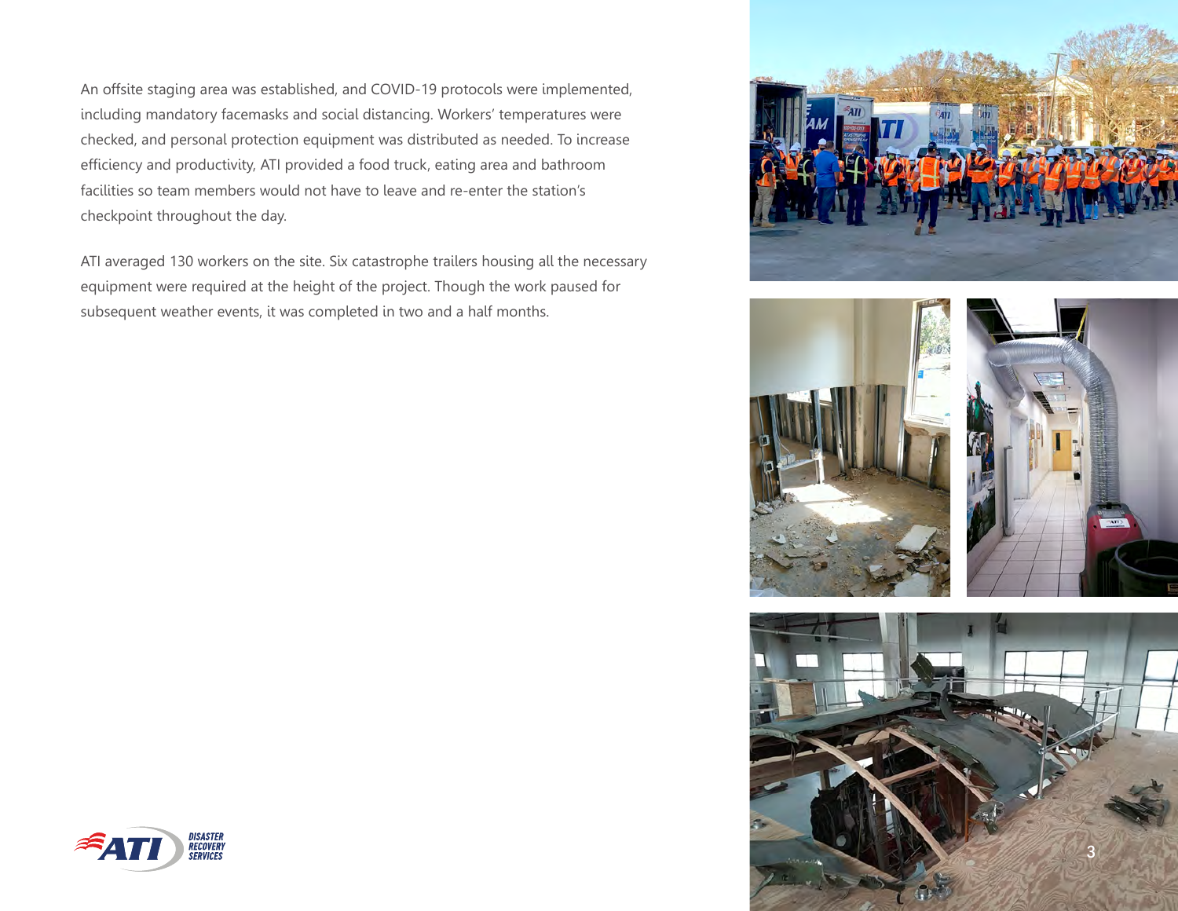An offsite staging area was established, and COVID-19 protocols were implemented, including mandatory facemasks and social distancing. Workers' temperatures were checked, and personal protection equipment was distributed as needed. To increase efficiency and productivity, ATI provided a food truck, eating area and bathroom facilities so team members would not have to leave and re-enter the station's checkpoint throughout the day.

ATI averaged 130 workers on the site. Six catastrophe trailers housing all the necessary equipment were required at the height of the project. Though the work paused for subsequent weather events, it was completed in two and a half months.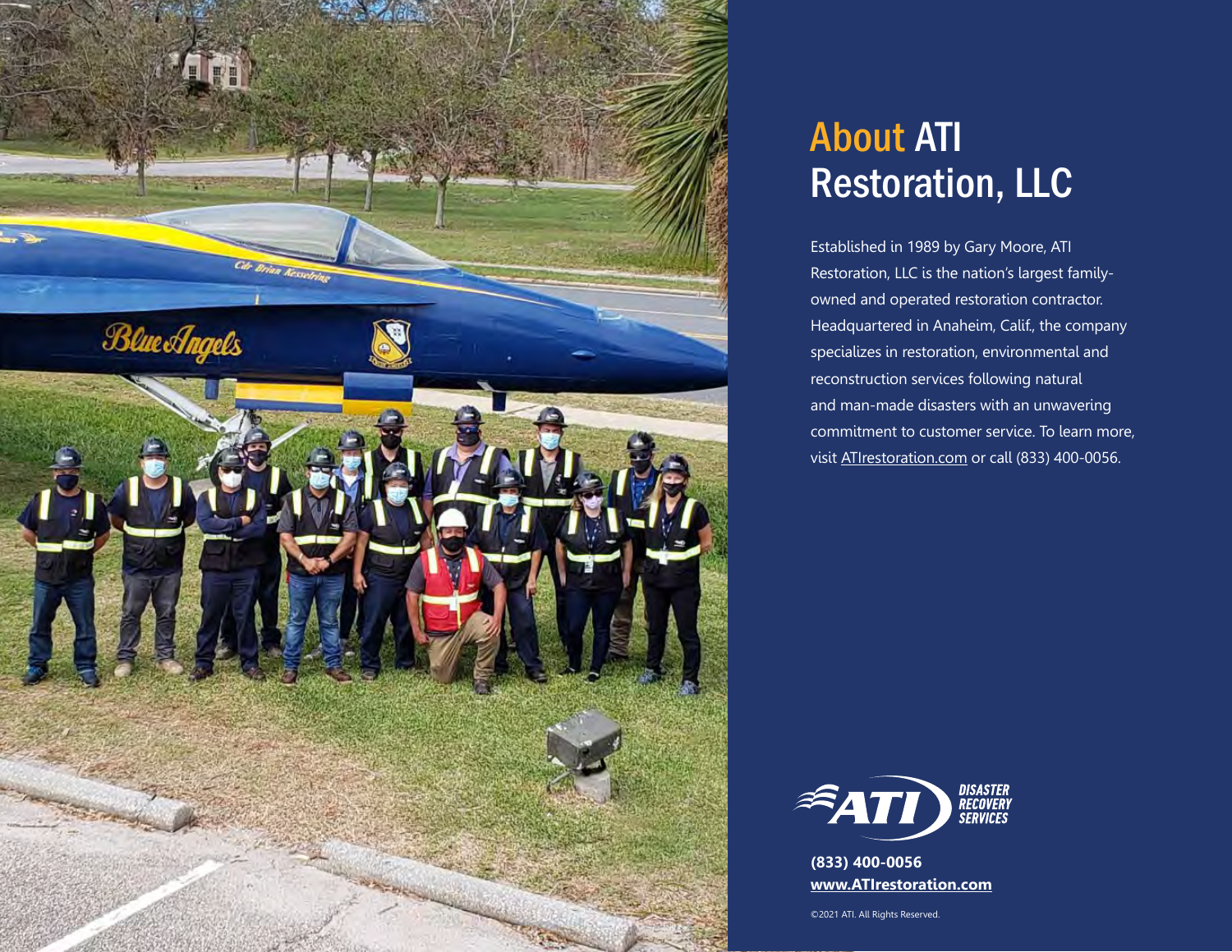## About ATI Restoration, LLC

Established in 1989 by Gary Moore, ATI Restoration, LLC is the nation's largest family-owned and operated restoration contractor. Headquartered in Anaheim, Calif., the company specializes in restoration, environmental and reconstruction services following natural and man-made disasters with an unwavering commitment to customer service. To learn more, visit ATIrestoration.com or call (833) 400-0056.

ATI DISASTER RECOVERY SERVICES

**(833) 400-0056**
**www.ATIrestoration.com**

©2021 ATI. All Rights Reserved.